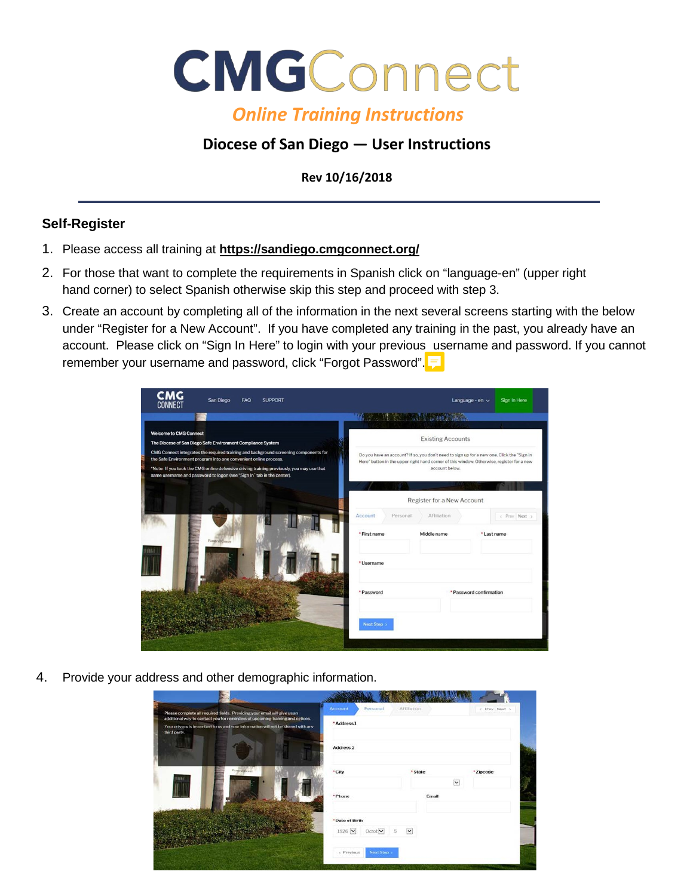# CMGConnect

## *Online Training Instructions*

### Diocese of San Diego — User Instructions

**Rev 10/16/2018**

---

### Self-Register

1. Please access all training at **https://sandiego.cmgconnect.org/**
2. For those that want to complete the requirements in Spanish click on "language-en" (upper right hand corner) to select Spanish otherwise skip this step and proceed with step 3.
3. Create an account by completing all of the information in the next several screens starting with the below under "Register for a New Account". If you have completed any training in the past, you already have an account. Please click on "Sign In Here" to login with your previous username and password. If you cannot remember your username and password, click "Forgot Password".
4. Provide your address and other demographic information.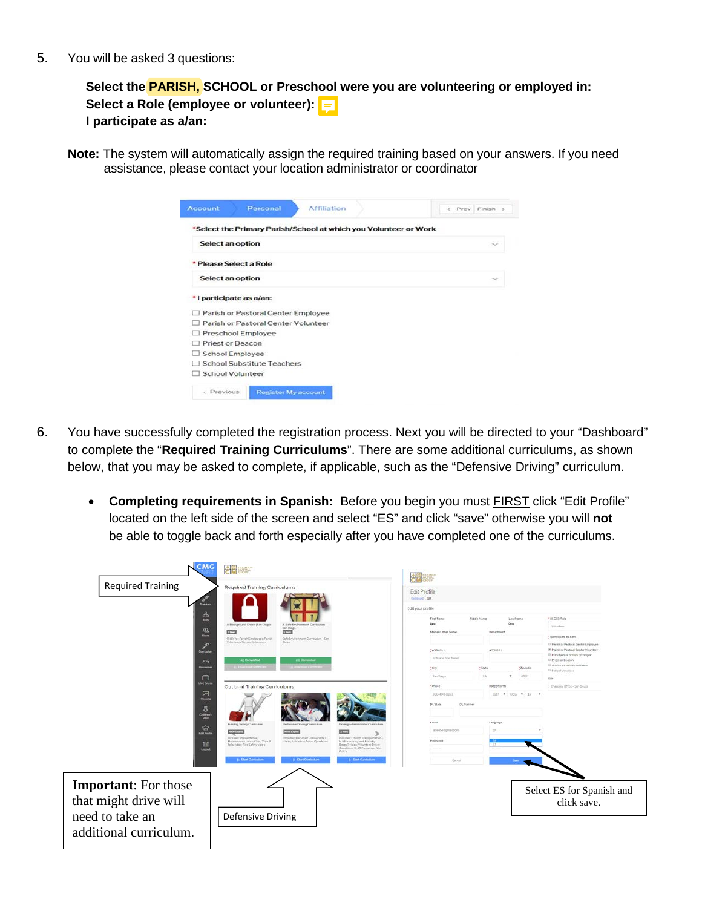5. You will be asked 3 questions:

   **Select the PARISH, SCHOOL or Preschool were you are volunteering or employed in:**
   **Select a Role (employee or volunteer):**
   **I participate as a/an:**

   **Note:** The system will automatically assign the required training based on your answers. If you need assistance, please contact your location administrator or coordinator

   Account | Personal | Affiliation | < Prev | Finish >

   *Select the Primary Parish/School at which you Volunteer or Work

   Select an option

   * Please Select a Role

   Select an option

   * I participate as a/an:

   - ☐ Parish or Pastoral Center Employee
   - ☐ Parish or Pastoral Center Volunteer
   - ☐ Preschool Employee
   - ☐ Priest or Deacon
   - ☐ School Employee
   - ☐ School Substitute Teachers
   - ☐ School Volunteer

   < Previous | Register My account

6. You have successfully completed the registration process. Next you will be directed to your "Dashboard" to complete the "**Required Training Curriculums**". There are some additional curriculums, as shown below, that you may be asked to complete, if applicable, such as the "Defensive Driving" curriculum.

   - **Completing requirements in Spanish:** Before you begin you must FIRST click "Edit Profile" located on the left side of the screen and select "ES" and click "save" otherwise you will **not** be able to toggle back and forth especially after you have completed one of the curriculums.

Required Training

**Important**: For those that might drive will need to take an additional curriculum.

Defensive Driving

Select ES for Spanish and click save.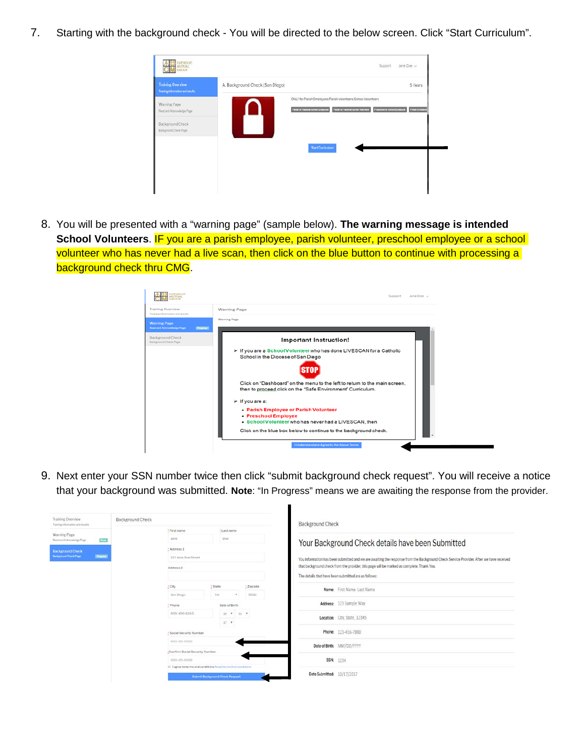7. Starting with the background check - You will be directed to the below screen. Click “Start Curriculum”.

8. You will be presented with a “warning page” (sample below). **The warning message is intended School Volunteers**. IF you are a parish employee, parish volunteer, preschool employee or a school volunteer who has never had a live scan, then click on the blue button to continue with processing a background check thru CMG.

9. Next enter your SSN number twice then click “submit background check request”. You will receive a notice that your background was submitted. **Note**: “In Progress” means we are awaiting the response from the provider.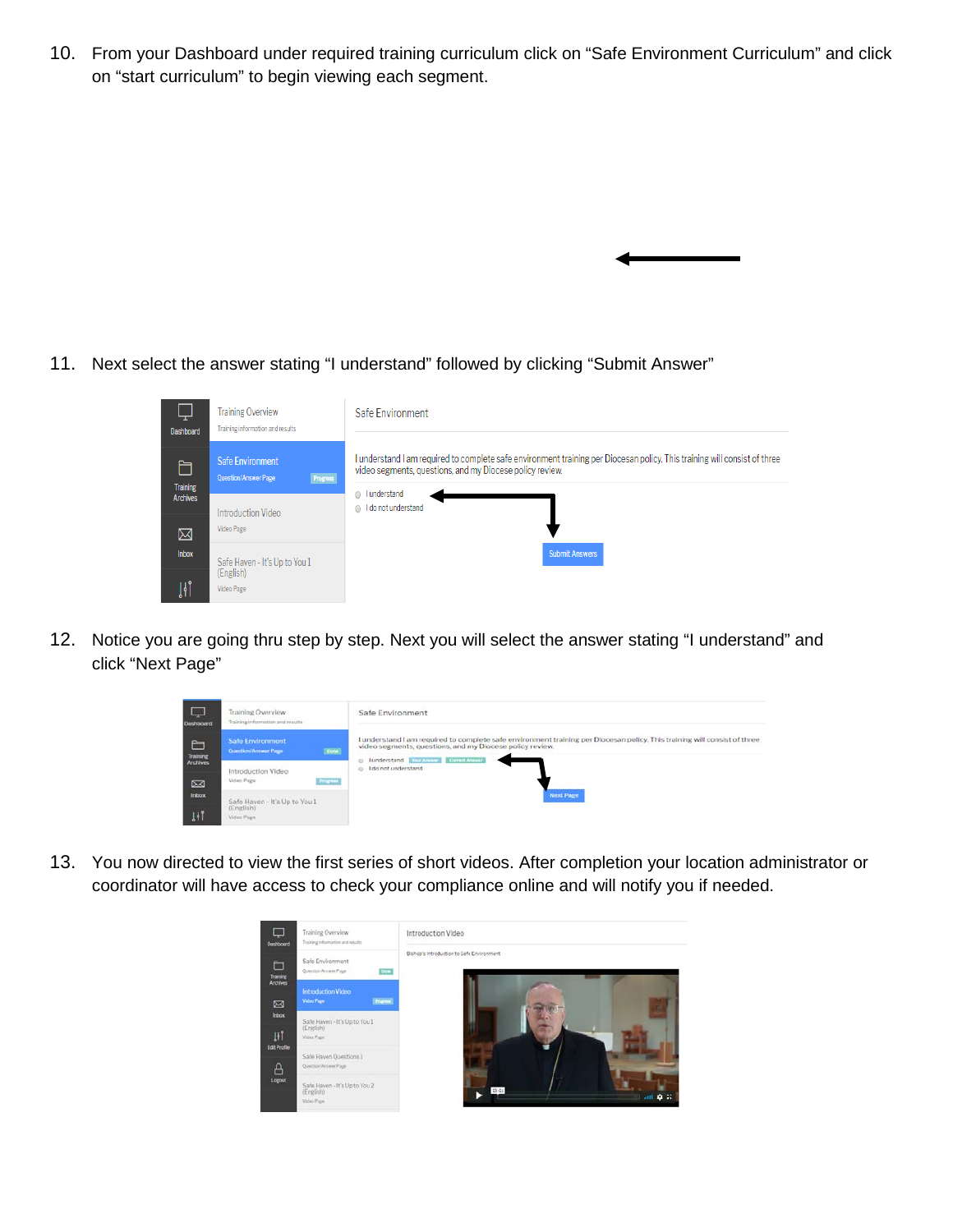10. From your Dashboard under required training curriculum click on "Safe Environment Curriculum" and click on "start curriculum" to begin viewing each segment.

11. Next select the answer stating "I understand" followed by clicking "Submit Answer"

12. Notice you are going thru step by step. Next you will select the answer stating "I understand" and click "Next Page"

13. You now directed to view the first series of short videos. After completion your location administrator or coordinator will have access to check your compliance online and will notify you if needed.